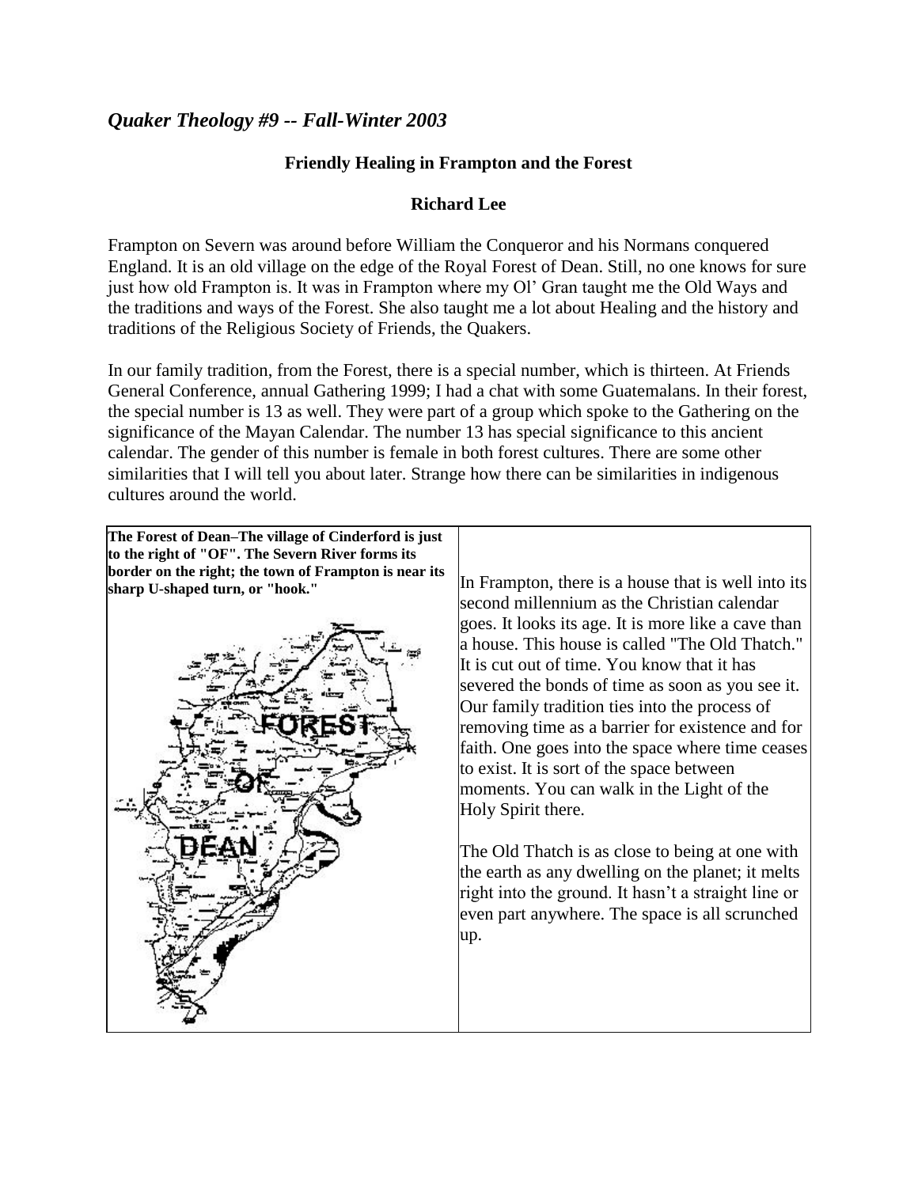*Quaker Theology #9 -- Fall-Winter 2003*

**Friendly Healing in Frampton and the Forest**

**Richard Lee**

Frampton on Severn was around before William the Conqueror and his Normans conquered England. It is an old village on the edge of the Royal Forest of Dean. Still, no one knows for sure just how old Frampton is. It was in Frampton where my Ol' Gran taught me the Old Ways and the traditions and ways of the Forest. She also taught me a lot about Healing and the history and traditions of the Religious Society of Friends, the Quakers.

In our family tradition, from the Forest, there is a special number, which is thirteen. At Friends General Conference, annual Gathering 1999; I had a chat with some Guatemalans. In their forest, the special number is 13 as well. They were part of a group which spoke to the Gathering on the significance of the Mayan Calendar. The number 13 has special significance to this ancient calendar. The gender of this number is female in both forest cultures. There are some other similarities that I will tell you about later. Strange how there can be similarities in indigenous cultures around the world.

**The Forest of Dean–The village of Cinderford is just to the right of "OF". The Severn River forms its border on the right; the town of Frampton is near its sharp U-shaped turn, or "hook."**

In Frampton, there is a house that is well into its second millennium as the Christian calendar goes. It looks its age. It is more like a cave than a house. This house is called "The Old Thatch." It is cut out of time. You know that it has severed the bonds of time as soon as you see it. Our family tradition ties into the process of removing time as a barrier for existence and for faith. One goes into the space where time ceases to exist. It is sort of the space between moments. You can walk in the Light of the Holy Spirit there.

The Old Thatch is as close to being at one with the earth as any dwelling on the planet; it melts right into the ground. It hasn't a straight line or even part anywhere. The space is all scrunched up.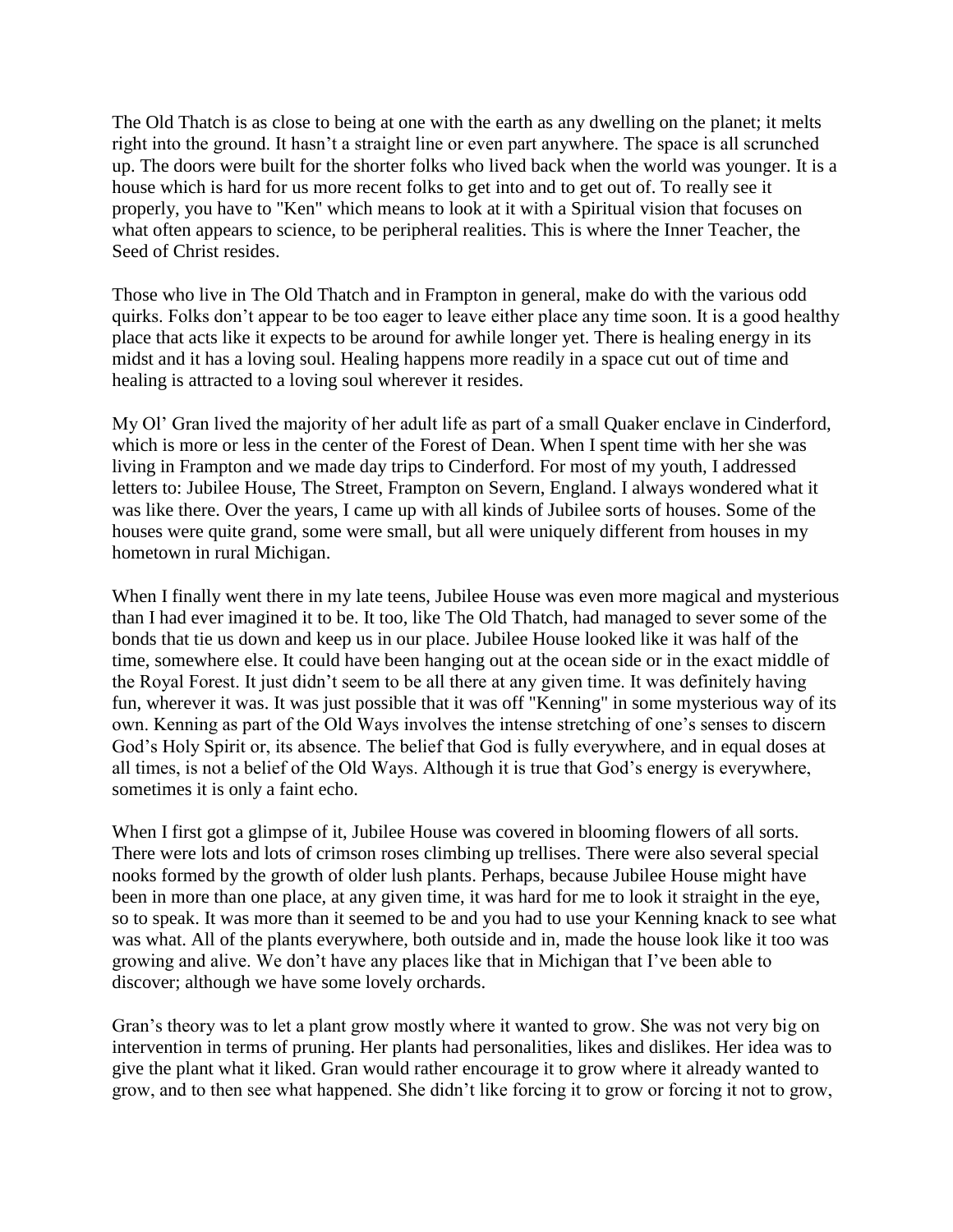The Old Thatch is as close to being at one with the earth as any dwelling on the planet; it melts right into the ground. It hasn't a straight line or even part anywhere. The space is all scrunched up. The doors were built for the shorter folks who lived back when the world was younger. It is a house which is hard for us more recent folks to get into and to get out of. To really see it properly, you have to "Ken" which means to look at it with a Spiritual vision that focuses on what often appears to science, to be peripheral realities. This is where the Inner Teacher, the Seed of Christ resides.

Those who live in The Old Thatch and in Frampton in general, make do with the various odd quirks. Folks don't appear to be too eager to leave either place any time soon. It is a good healthy place that acts like it expects to be around for awhile longer yet. There is healing energy in its midst and it has a loving soul. Healing happens more readily in a space cut out of time and healing is attracted to a loving soul wherever it resides.

My Ol' Gran lived the majority of her adult life as part of a small Quaker enclave in Cinderford, which is more or less in the center of the Forest of Dean. When I spent time with her she was living in Frampton and we made day trips to Cinderford. For most of my youth, I addressed letters to: Jubilee House, The Street, Frampton on Severn, England. I always wondered what it was like there. Over the years, I came up with all kinds of Jubilee sorts of houses. Some of the houses were quite grand, some were small, but all were uniquely different from houses in my hometown in rural Michigan.

When I finally went there in my late teens, Jubilee House was even more magical and mysterious than I had ever imagined it to be. It too, like The Old Thatch, had managed to sever some of the bonds that tie us down and keep us in our place. Jubilee House looked like it was half of the time, somewhere else. It could have been hanging out at the ocean side or in the exact middle of the Royal Forest. It just didn't seem to be all there at any given time. It was definitely having fun, wherever it was. It was just possible that it was off "Kenning" in some mysterious way of its own. Kenning as part of the Old Ways involves the intense stretching of one's senses to discern God's Holy Spirit or, its absence. The belief that God is fully everywhere, and in equal doses at all times, is not a belief of the Old Ways. Although it is true that God's energy is everywhere, sometimes it is only a faint echo.

When I first got a glimpse of it, Jubilee House was covered in blooming flowers of all sorts. There were lots and lots of crimson roses climbing up trellises. There were also several special nooks formed by the growth of older lush plants. Perhaps, because Jubilee House might have been in more than one place, at any given time, it was hard for me to look it straight in the eye, so to speak. It was more than it seemed to be and you had to use your Kenning knack to see what was what. All of the plants everywhere, both outside and in, made the house look like it too was growing and alive. We don't have any places like that in Michigan that I've been able to discover; although we have some lovely orchards.

Gran's theory was to let a plant grow mostly where it wanted to grow. She was not very big on intervention in terms of pruning. Her plants had personalities, likes and dislikes. Her idea was to give the plant what it liked. Gran would rather encourage it to grow where it already wanted to grow, and to then see what happened. She didn't like forcing it to grow or forcing it not to grow,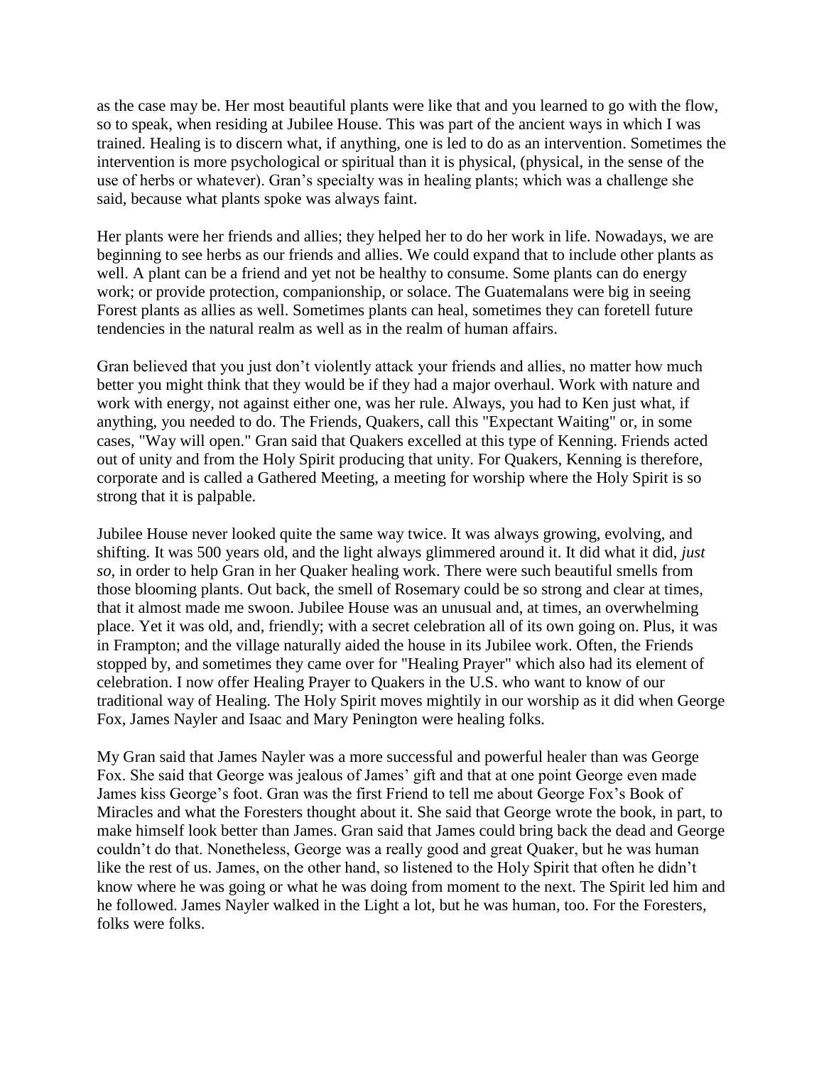as the case may be. Her most beautiful plants were like that and you learned to go with the flow, so to speak, when residing at Jubilee House. This was part of the ancient ways in which I was trained. Healing is to discern what, if anything, one is led to do as an intervention. Sometimes the intervention is more psychological or spiritual than it is physical, (physical, in the sense of the use of herbs or whatever). Gran's specialty was in healing plants; which was a challenge she said, because what plants spoke was always faint.

Her plants were her friends and allies; they helped her to do her work in life. Nowadays, we are beginning to see herbs as our friends and allies. We could expand that to include other plants as well. A plant can be a friend and yet not be healthy to consume. Some plants can do energy work; or provide protection, companionship, or solace. The Guatemalans were big in seeing Forest plants as allies as well. Sometimes plants can heal, sometimes they can foretell future tendencies in the natural realm as well as in the realm of human affairs.

Gran believed that you just don't violently attack your friends and allies, no matter how much better you might think that they would be if they had a major overhaul. Work with nature and work with energy, not against either one, was her rule. Always, you had to Ken just what, if anything, you needed to do. The Friends, Quakers, call this "Expectant Waiting" or, in some cases, "Way will open." Gran said that Quakers excelled at this type of Kenning. Friends acted out of unity and from the Holy Spirit producing that unity. For Quakers, Kenning is therefore, corporate and is called a Gathered Meeting, a meeting for worship where the Holy Spirit is so strong that it is palpable.

Jubilee House never looked quite the same way twice. It was always growing, evolving, and shifting. It was 500 years old, and the light always glimmered around it. It did what it did, *just so*, in order to help Gran in her Quaker healing work. There were such beautiful smells from those blooming plants. Out back, the smell of Rosemary could be so strong and clear at times, that it almost made me swoon. Jubilee House was an unusual and, at times, an overwhelming place. Yet it was old, and, friendly; with a secret celebration all of its own going on. Plus, it was in Frampton; and the village naturally aided the house in its Jubilee work. Often, the Friends stopped by, and sometimes they came over for "Healing Prayer" which also had its element of celebration. I now offer Healing Prayer to Quakers in the U.S. who want to know of our traditional way of Healing. The Holy Spirit moves mightily in our worship as it did when George Fox, James Nayler and Isaac and Mary Penington were healing folks.

My Gran said that James Nayler was a more successful and powerful healer than was George Fox. She said that George was jealous of James' gift and that at one point George even made James kiss George's foot. Gran was the first Friend to tell me about George Fox's Book of Miracles and what the Foresters thought about it. She said that George wrote the book, in part, to make himself look better than James. Gran said that James could bring back the dead and George couldn't do that. Nonetheless, George was a really good and great Quaker, but he was human like the rest of us. James, on the other hand, so listened to the Holy Spirit that often he didn't know where he was going or what he was doing from moment to the next. The Spirit led him and he followed. James Nayler walked in the Light a lot, but he was human, too. For the Foresters, folks were folks.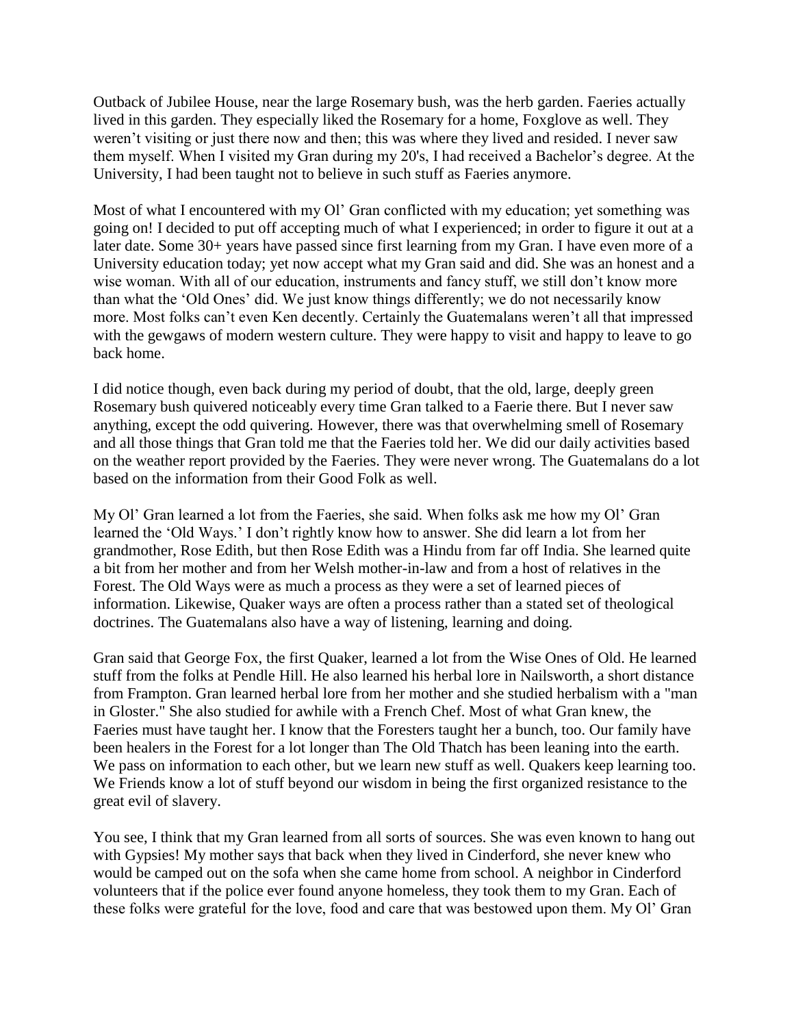Outback of Jubilee House, near the large Rosemary bush, was the herb garden. Faeries actually lived in this garden. They especially liked the Rosemary for a home, Foxglove as well. They weren't visiting or just there now and then; this was where they lived and resided. I never saw them myself. When I visited my Gran during my 20's, I had received a Bachelor's degree. At the University, I had been taught not to believe in such stuff as Faeries anymore.

Most of what I encountered with my Ol' Gran conflicted with my education; yet something was going on! I decided to put off accepting much of what I experienced; in order to figure it out at a later date. Some 30+ years have passed since first learning from my Gran. I have even more of a University education today; yet now accept what my Gran said and did. She was an honest and a wise woman. With all of our education, instruments and fancy stuff, we still don't know more than what the 'Old Ones' did. We just know things differently; we do not necessarily know more. Most folks can't even Ken decently. Certainly the Guatemalans weren't all that impressed with the gewgaws of modern western culture. They were happy to visit and happy to leave to go back home.

I did notice though, even back during my period of doubt, that the old, large, deeply green Rosemary bush quivered noticeably every time Gran talked to a Faerie there. But I never saw anything, except the odd quivering. However, there was that overwhelming smell of Rosemary and all those things that Gran told me that the Faeries told her. We did our daily activities based on the weather report provided by the Faeries. They were never wrong. The Guatemalans do a lot based on the information from their Good Folk as well.

My Ol' Gran learned a lot from the Faeries, she said. When folks ask me how my Ol' Gran learned the 'Old Ways.' I don't rightly know how to answer. She did learn a lot from her grandmother, Rose Edith, but then Rose Edith was a Hindu from far off India. She learned quite a bit from her mother and from her Welsh mother-in-law and from a host of relatives in the Forest. The Old Ways were as much a process as they were a set of learned pieces of information. Likewise, Quaker ways are often a process rather than a stated set of theological doctrines. The Guatemalans also have a way of listening, learning and doing.

Gran said that George Fox, the first Quaker, learned a lot from the Wise Ones of Old. He learned stuff from the folks at Pendle Hill. He also learned his herbal lore in Nailsworth, a short distance from Frampton. Gran learned herbal lore from her mother and she studied herbalism with a "man in Gloster." She also studied for awhile with a French Chef. Most of what Gran knew, the Faeries must have taught her. I know that the Foresters taught her a bunch, too. Our family have been healers in the Forest for a lot longer than The Old Thatch has been leaning into the earth. We pass on information to each other, but we learn new stuff as well. Quakers keep learning too. We Friends know a lot of stuff beyond our wisdom in being the first organized resistance to the great evil of slavery.

You see, I think that my Gran learned from all sorts of sources. She was even known to hang out with Gypsies! My mother says that back when they lived in Cinderford, she never knew who would be camped out on the sofa when she came home from school. A neighbor in Cinderford volunteers that if the police ever found anyone homeless, they took them to my Gran. Each of these folks were grateful for the love, food and care that was bestowed upon them. My Ol' Gran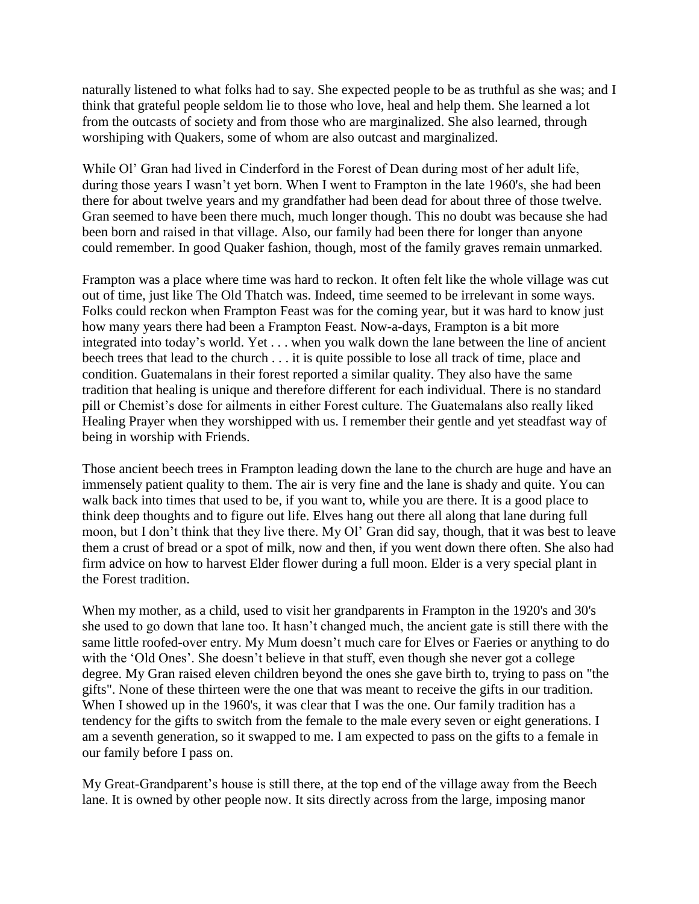naturally listened to what folks had to say. She expected people to be as truthful as she was; and I think that grateful people seldom lie to those who love, heal and help them. She learned a lot from the outcasts of society and from those who are marginalized. She also learned, through worshiping with Quakers, some of whom are also outcast and marginalized.

While Ol' Gran had lived in Cinderford in the Forest of Dean during most of her adult life, during those years I wasn't yet born. When I went to Frampton in the late 1960's, she had been there for about twelve years and my grandfather had been dead for about three of those twelve. Gran seemed to have been there much, much longer though. This no doubt was because she had been born and raised in that village. Also, our family had been there for longer than anyone could remember. In good Quaker fashion, though, most of the family graves remain unmarked.

Frampton was a place where time was hard to reckon. It often felt like the whole village was cut out of time, just like The Old Thatch was. Indeed, time seemed to be irrelevant in some ways. Folks could reckon when Frampton Feast was for the coming year, but it was hard to know just how many years there had been a Frampton Feast. Now-a-days, Frampton is a bit more integrated into today's world. Yet . . . when you walk down the lane between the line of ancient beech trees that lead to the church . . . it is quite possible to lose all track of time, place and condition. Guatemalans in their forest reported a similar quality. They also have the same tradition that healing is unique and therefore different for each individual. There is no standard pill or Chemist's dose for ailments in either Forest culture. The Guatemalans also really liked Healing Prayer when they worshipped with us. I remember their gentle and yet steadfast way of being in worship with Friends.

Those ancient beech trees in Frampton leading down the lane to the church are huge and have an immensely patient quality to them. The air is very fine and the lane is shady and quite. You can walk back into times that used to be, if you want to, while you are there. It is a good place to think deep thoughts and to figure out life. Elves hang out there all along that lane during full moon, but I don't think that they live there. My Ol' Gran did say, though, that it was best to leave them a crust of bread or a spot of milk, now and then, if you went down there often. She also had firm advice on how to harvest Elder flower during a full moon. Elder is a very special plant in the Forest tradition.

When my mother, as a child, used to visit her grandparents in Frampton in the 1920's and 30's she used to go down that lane too. It hasn't changed much, the ancient gate is still there with the same little roofed-over entry. My Mum doesn't much care for Elves or Faeries or anything to do with the 'Old Ones'. She doesn't believe in that stuff, even though she never got a college degree. My Gran raised eleven children beyond the ones she gave birth to, trying to pass on "the gifts". None of these thirteen were the one that was meant to receive the gifts in our tradition. When I showed up in the 1960's, it was clear that I was the one. Our family tradition has a tendency for the gifts to switch from the female to the male every seven or eight generations. I am a seventh generation, so it swapped to me. I am expected to pass on the gifts to a female in our family before I pass on.

My Great-Grandparent's house is still there, at the top end of the village away from the Beech lane. It is owned by other people now. It sits directly across from the large, imposing manor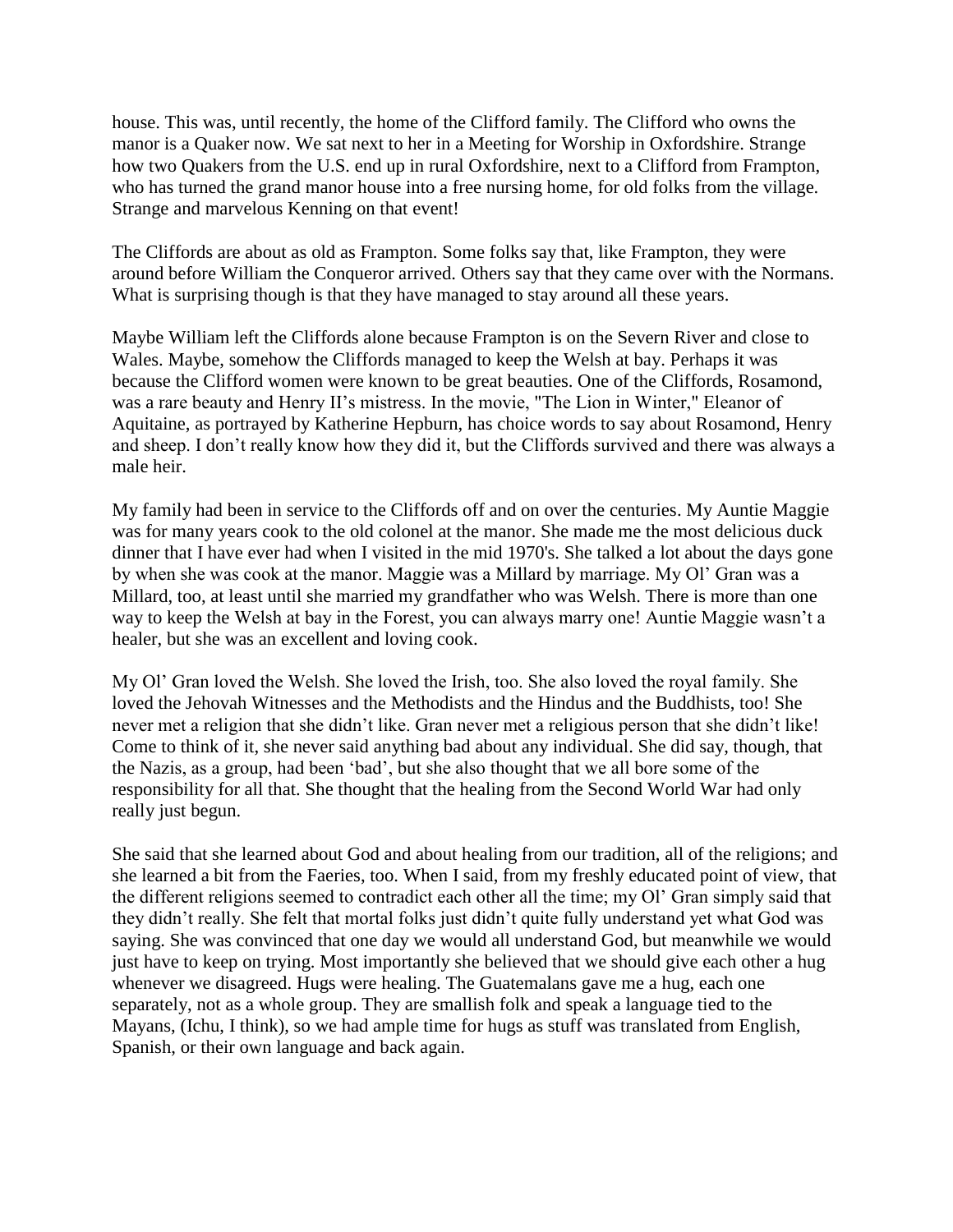house. This was, until recently, the home of the Clifford family. The Clifford who owns the manor is a Quaker now. We sat next to her in a Meeting for Worship in Oxfordshire. Strange how two Quakers from the U.S. end up in rural Oxfordshire, next to a Clifford from Frampton, who has turned the grand manor house into a free nursing home, for old folks from the village. Strange and marvelous Kenning on that event!

The Cliffords are about as old as Frampton. Some folks say that, like Frampton, they were around before William the Conqueror arrived. Others say that they came over with the Normans. What is surprising though is that they have managed to stay around all these years.

Maybe William left the Cliffords alone because Frampton is on the Severn River and close to Wales. Maybe, somehow the Cliffords managed to keep the Welsh at bay. Perhaps it was because the Clifford women were known to be great beauties. One of the Cliffords, Rosamond, was a rare beauty and Henry II's mistress. In the movie, "The Lion in Winter," Eleanor of Aquitaine, as portrayed by Katherine Hepburn, has choice words to say about Rosamond, Henry and sheep. I don't really know how they did it, but the Cliffords survived and there was always a male heir.

My family had been in service to the Cliffords off and on over the centuries. My Auntie Maggie was for many years cook to the old colonel at the manor. She made me the most delicious duck dinner that I have ever had when I visited in the mid 1970's. She talked a lot about the days gone by when she was cook at the manor. Maggie was a Millard by marriage. My Ol' Gran was a Millard, too, at least until she married my grandfather who was Welsh. There is more than one way to keep the Welsh at bay in the Forest, you can always marry one! Auntie Maggie wasn't a healer, but she was an excellent and loving cook.

My Ol' Gran loved the Welsh. She loved the Irish, too. She also loved the royal family. She loved the Jehovah Witnesses and the Methodists and the Hindus and the Buddhists, too! She never met a religion that she didn't like. Gran never met a religious person that she didn't like! Come to think of it, she never said anything bad about any individual. She did say, though, that the Nazis, as a group, had been 'bad', but she also thought that we all bore some of the responsibility for all that. She thought that the healing from the Second World War had only really just begun.

She said that she learned about God and about healing from our tradition, all of the religions; and she learned a bit from the Faeries, too. When I said, from my freshly educated point of view, that the different religions seemed to contradict each other all the time; my Ol' Gran simply said that they didn't really. She felt that mortal folks just didn't quite fully understand yet what God was saying. She was convinced that one day we would all understand God, but meanwhile we would just have to keep on trying. Most importantly she believed that we should give each other a hug whenever we disagreed. Hugs were healing. The Guatemalans gave me a hug, each one separately, not as a whole group. They are smallish folk and speak a language tied to the Mayans, (Ichu, I think), so we had ample time for hugs as stuff was translated from English, Spanish, or their own language and back again.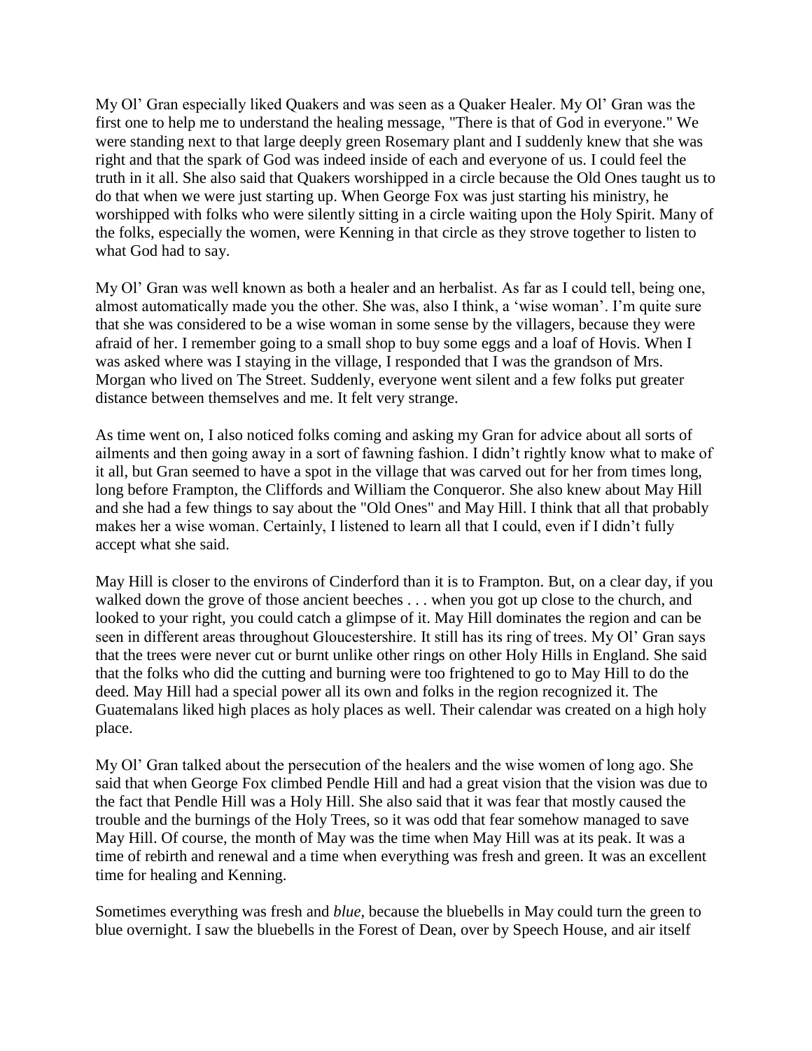My Ol' Gran especially liked Quakers and was seen as a Quaker Healer. My Ol' Gran was the first one to help me to understand the healing message, "There is that of God in everyone." We were standing next to that large deeply green Rosemary plant and I suddenly knew that she was right and that the spark of God was indeed inside of each and everyone of us. I could feel the truth in it all. She also said that Quakers worshipped in a circle because the Old Ones taught us to do that when we were just starting up. When George Fox was just starting his ministry, he worshipped with folks who were silently sitting in a circle waiting upon the Holy Spirit. Many of the folks, especially the women, were Kenning in that circle as they strove together to listen to what God had to say.

My Ol' Gran was well known as both a healer and an herbalist. As far as I could tell, being one, almost automatically made you the other. She was, also I think, a 'wise woman'. I'm quite sure that she was considered to be a wise woman in some sense by the villagers, because they were afraid of her. I remember going to a small shop to buy some eggs and a loaf of Hovis. When I was asked where was I staying in the village, I responded that I was the grandson of Mrs. Morgan who lived on The Street. Suddenly, everyone went silent and a few folks put greater distance between themselves and me. It felt very strange.

As time went on, I also noticed folks coming and asking my Gran for advice about all sorts of ailments and then going away in a sort of fawning fashion. I didn't rightly know what to make of it all, but Gran seemed to have a spot in the village that was carved out for her from times long, long before Frampton, the Cliffords and William the Conqueror. She also knew about May Hill and she had a few things to say about the "Old Ones" and May Hill. I think that all that probably makes her a wise woman. Certainly, I listened to learn all that I could, even if I didn't fully accept what she said.

May Hill is closer to the environs of Cinderford than it is to Frampton. But, on a clear day, if you walked down the grove of those ancient beeches . . . when you got up close to the church, and looked to your right, you could catch a glimpse of it. May Hill dominates the region and can be seen in different areas throughout Gloucestershire. It still has its ring of trees. My Ol' Gran says that the trees were never cut or burnt unlike other rings on other Holy Hills in England. She said that the folks who did the cutting and burning were too frightened to go to May Hill to do the deed. May Hill had a special power all its own and folks in the region recognized it. The Guatemalans liked high places as holy places as well. Their calendar was created on a high holy place.

My Ol' Gran talked about the persecution of the healers and the wise women of long ago. She said that when George Fox climbed Pendle Hill and had a great vision that the vision was due to the fact that Pendle Hill was a Holy Hill. She also said that it was fear that mostly caused the trouble and the burnings of the Holy Trees, so it was odd that fear somehow managed to save May Hill. Of course, the month of May was the time when May Hill was at its peak. It was a time of rebirth and renewal and a time when everything was fresh and green. It was an excellent time for healing and Kenning.

Sometimes everything was fresh and *blue*, because the bluebells in May could turn the green to blue overnight. I saw the bluebells in the Forest of Dean, over by Speech House, and air itself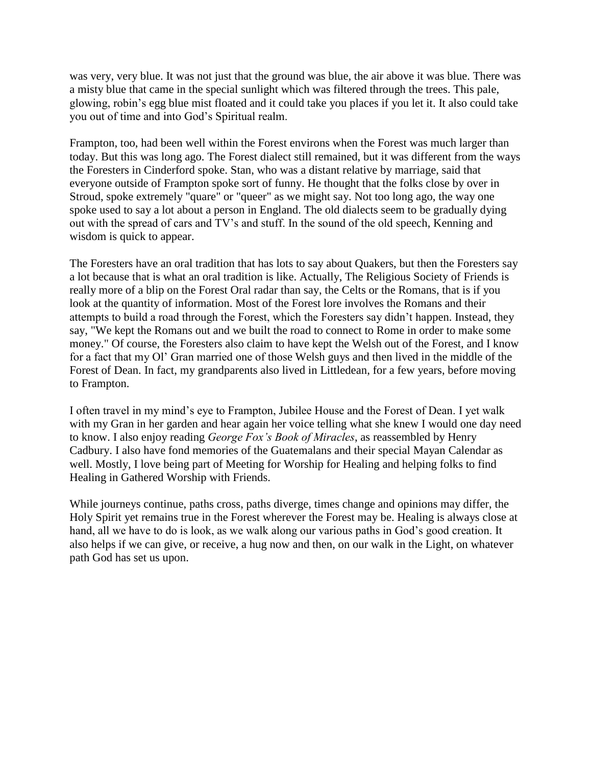was very, very blue. It was not just that the ground was blue, the air above it was blue. There was a misty blue that came in the special sunlight which was filtered through the trees. This pale, glowing, robin's egg blue mist floated and it could take you places if you let it. It also could take you out of time and into God's Spiritual realm.

Frampton, too, had been well within the Forest environs when the Forest was much larger than today. But this was long ago. The Forest dialect still remained, but it was different from the ways the Foresters in Cinderford spoke. Stan, who was a distant relative by marriage, said that everyone outside of Frampton spoke sort of funny. He thought that the folks close by over in Stroud, spoke extremely "quare" or "queer" as we might say. Not too long ago, the way one spoke used to say a lot about a person in England. The old dialects seem to be gradually dying out with the spread of cars and TV's and stuff. In the sound of the old speech, Kenning and wisdom is quick to appear.

The Foresters have an oral tradition that has lots to say about Quakers, but then the Foresters say a lot because that is what an oral tradition is like. Actually, The Religious Society of Friends is really more of a blip on the Forest Oral radar than say, the Celts or the Romans, that is if you look at the quantity of information. Most of the Forest lore involves the Romans and their attempts to build a road through the Forest, which the Foresters say didn't happen. Instead, they say, "We kept the Romans out and we built the road to connect to Rome in order to make some money." Of course, the Foresters also claim to have kept the Welsh out of the Forest, and I know for a fact that my Ol' Gran married one of those Welsh guys and then lived in the middle of the Forest of Dean. In fact, my grandparents also lived in Littledean, for a few years, before moving to Frampton.

I often travel in my mind's eye to Frampton, Jubilee House and the Forest of Dean. I yet walk with my Gran in her garden and hear again her voice telling what she knew I would one day need to know. I also enjoy reading *George Fox's Book of Miracles*, as reassembled by Henry Cadbury. I also have fond memories of the Guatemalans and their special Mayan Calendar as well. Mostly, I love being part of Meeting for Worship for Healing and helping folks to find Healing in Gathered Worship with Friends.

While journeys continue, paths cross, paths diverge, times change and opinions may differ, the Holy Spirit yet remains true in the Forest wherever the Forest may be. Healing is always close at hand, all we have to do is look, as we walk along our various paths in God's good creation. It also helps if we can give, or receive, a hug now and then, on our walk in the Light, on whatever path God has set us upon.